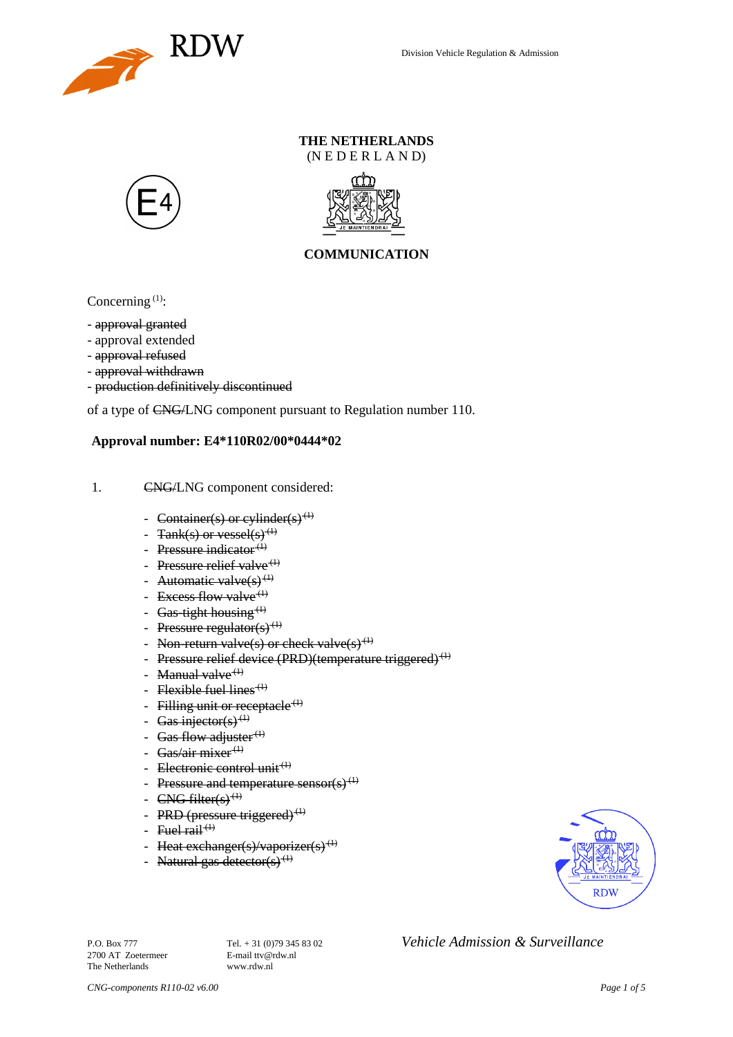Division Vehicle Regulation & Admission

**THE NETHERLANDS**
(N E D E R L A N D)

**COMMUNICATION**

Concerning [1]:

- ~~approval granted~~
- approval extended
- ~~approval refused~~
- ~~approval withdrawn~~
- ~~production definitively discontinued~~

of a type of ~~CNG/~~LNG component pursuant to Regulation number 110.

**Approval number: E4*110R02/00*0444*02**

1. ~~CNG/~~LNG component considered:

   - ~~Container(s) or cylinder(s) [1]~~
   - ~~Tank(s) or vessel(s) [1]~~
   - ~~Pressure indicator [1]~~
   - ~~Pressure relief valve [1]~~
   - ~~Automatic valve(s) [1]~~
   - ~~Excess flow valve [1]~~
   - ~~Gas-tight housing [1]~~
   - ~~Pressure regulator(s) [1]~~
   - ~~Non-return valve(s) or check valve(s) [1]~~
   - ~~Pressure relief device (PRD)(temperature triggered) [1]~~
   - ~~Manual valve [1]~~
   - ~~Flexible fuel lines [1]~~
   - ~~Filling unit or receptacle [1]~~
   - ~~Gas injector(s) [1]~~
   - ~~Gas flow adjuster [1]~~
   - ~~Gas/air mixer [1]~~
   - ~~Electronic control unit [1]~~
   - ~~Pressure and temperature sensor(s) [1]~~
   - ~~CNG filter(s) [1]~~
   - ~~PRD (pressure triggered) [1]~~
   - ~~Fuel rail [1]~~
   - ~~Heat exchanger(s)/vaporizer(s) [1]~~
   - ~~Natural gas detector(s) [1]~~

P.O. Box 777
2700 AT Zoetermeer
The Netherlands

Tel. + 31 (0)79 345 83 02
E-mail ttv@rdw.nl
www.rdw.nl

*Vehicle Admission & Surveillance*

*CNG-components R110-02 v6.00*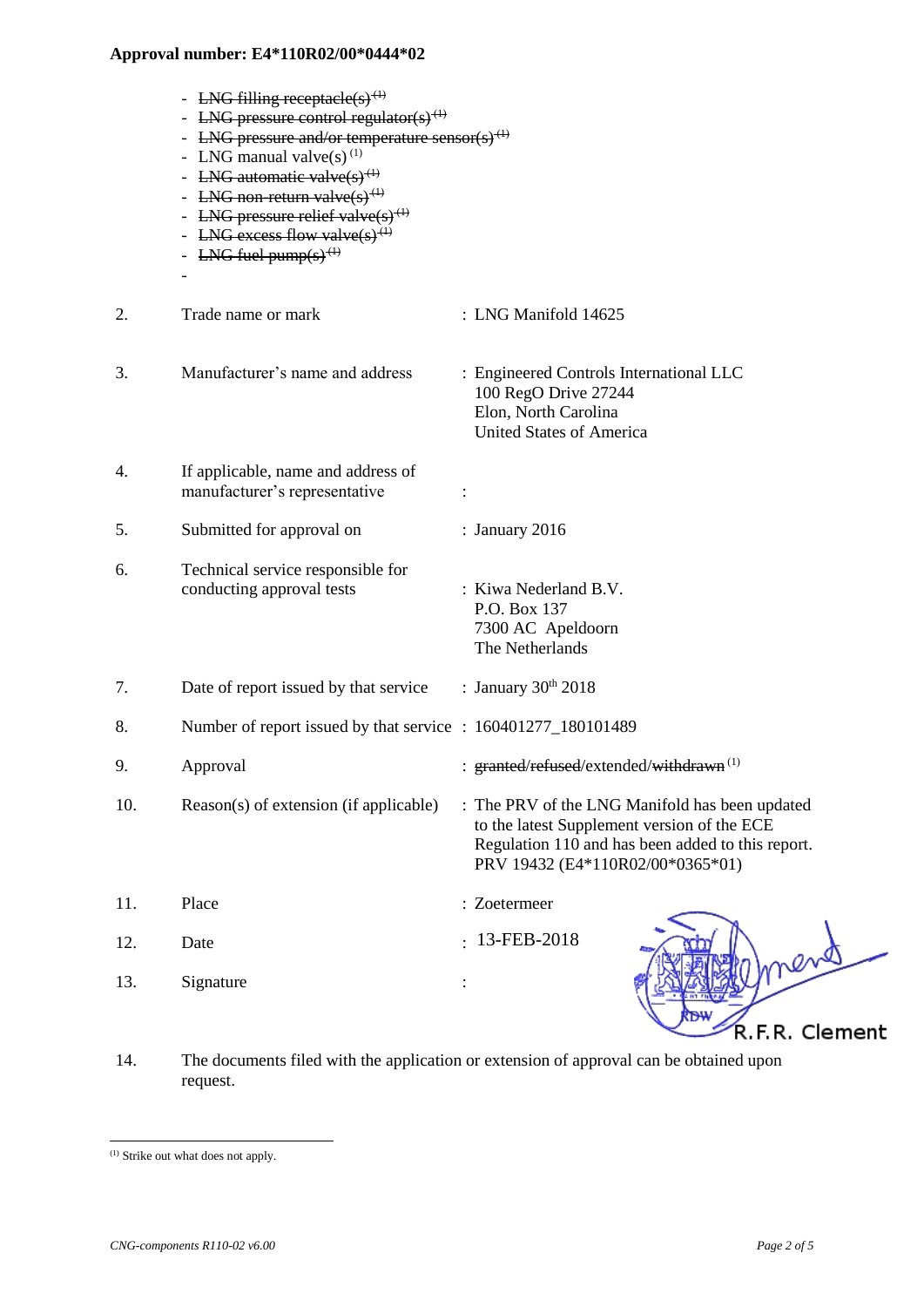**Approval number: E4*110R02/00*0444*02**

- ~~LNG filling receptacle(s)~~ ~~(1)~~
- ~~LNG pressure control regulator(s)~~ ~~(1)~~
- ~~LNG pressure and/or temperature sensor(s)~~ ~~(1)~~
- LNG manual valve(s) (1)
- ~~LNG automatic valve(s)~~ ~~(1)~~
- ~~LNG non-return valve(s)~~ ~~(1)~~
- ~~LNG pressure relief valve(s)~~ ~~(1)~~
- ~~LNG excess flow valve(s)~~ ~~(1)~~
- ~~LNG fuel pump(s)~~ ~~(1)~~
-

| | | |
|---|---|---|
| 2. | Trade name or mark | : LNG Manifold 14625 |
| 3. | Manufacturer's name and address | : Engineered Controls International LLC<br>100 RegO Drive 27244<br>Elon, North Carolina<br>United States of America |
| 4. | If applicable, name and address of manufacturer's representative | : |
| 5. | Submitted for approval on | : January 2016 |
| 6. | Technical service responsible for conducting approval tests | : Kiwa Nederland B.V.<br>P.O. Box 137<br>7300 AC Apeldoorn<br>The Netherlands |
| 7. | Date of report issued by that service | : January 30th 2018 |
| 8. | Number of report issued by that service | : 160401277_180101489 |
| 9. | Approval | : ~~granted~~/~~refused~~/extended/~~withdrawn~~ (1) |
| 10. | Reason(s) of extension (if applicable) | : The PRV of the LNG Manifold has been updated to the latest Supplement version of the ECE Regulation 110 and has been added to this report. PRV 19432 (E4*110R02/00*0365*01) |
| 11. | Place | : Zoetermeer |
| 12. | Date | : 13-FEB-2018 |
| 13. | Signature | : R.F.R. Clement |

14. The documents filed with the application or extension of approval can be obtained upon request.

(1) Strike out what does not apply.

*CNG-components R110-02 v6.00*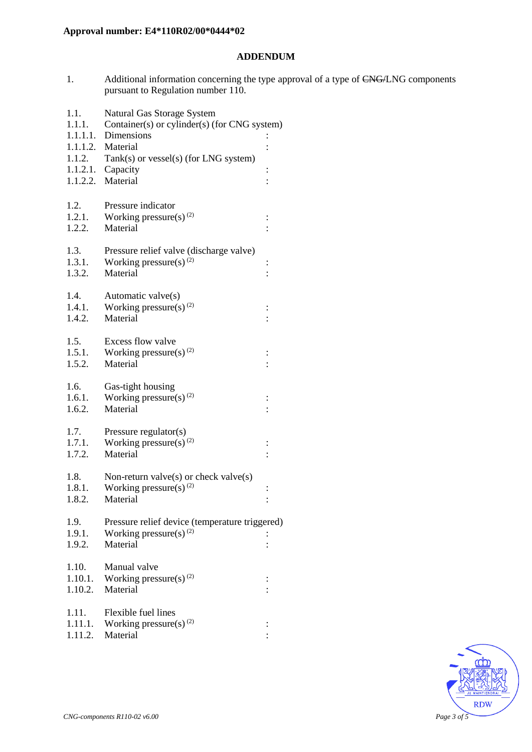**Approval number: E4*110R02/00*0444*02**

## ADDENDUM

1. Additional information concerning the type approval of a type of ~~CNG/~~LNG components pursuant to Regulation number 110.

1.1. Natural Gas Storage System
1.1.1. Container(s) or cylinder(s) (for CNG system)
1.1.1.1. Dimensions :
1.1.1.2. Material :
1.1.2. Tank(s) or vessel(s) (for LNG system)
1.1.2.1. Capacity :
1.1.2.2. Material :

1.2. Pressure indicator
1.2.1. Working pressure(s) (2) :
1.2.2. Material :

1.3. Pressure relief valve (discharge valve)
1.3.1. Working pressure(s) (2) :
1.3.2. Material :

1.4. Automatic valve(s)
1.4.1. Working pressure(s) (2) :
1.4.2. Material :

1.5. Excess flow valve
1.5.1. Working pressure(s) (2) :
1.5.2. Material :

1.6. Gas-tight housing
1.6.1. Working pressure(s) (2) :
1.6.2. Material :

1.7. Pressure regulator(s)
1.7.1. Working pressure(s) (2) :
1.7.2. Material :

1.8. Non-return valve(s) or check valve(s)
1.8.1. Working pressure(s) (2) :
1.8.2. Material :

1.9. Pressure relief device (temperature triggered)
1.9.1. Working pressure(s) (2) :
1.9.2. Material :

1.10. Manual valve
1.10.1. Working pressure(s) (2) :
1.10.2. Material :

1.11. Flexible fuel lines
1.11.1. Working pressure(s) (2) :
1.11.2. Material :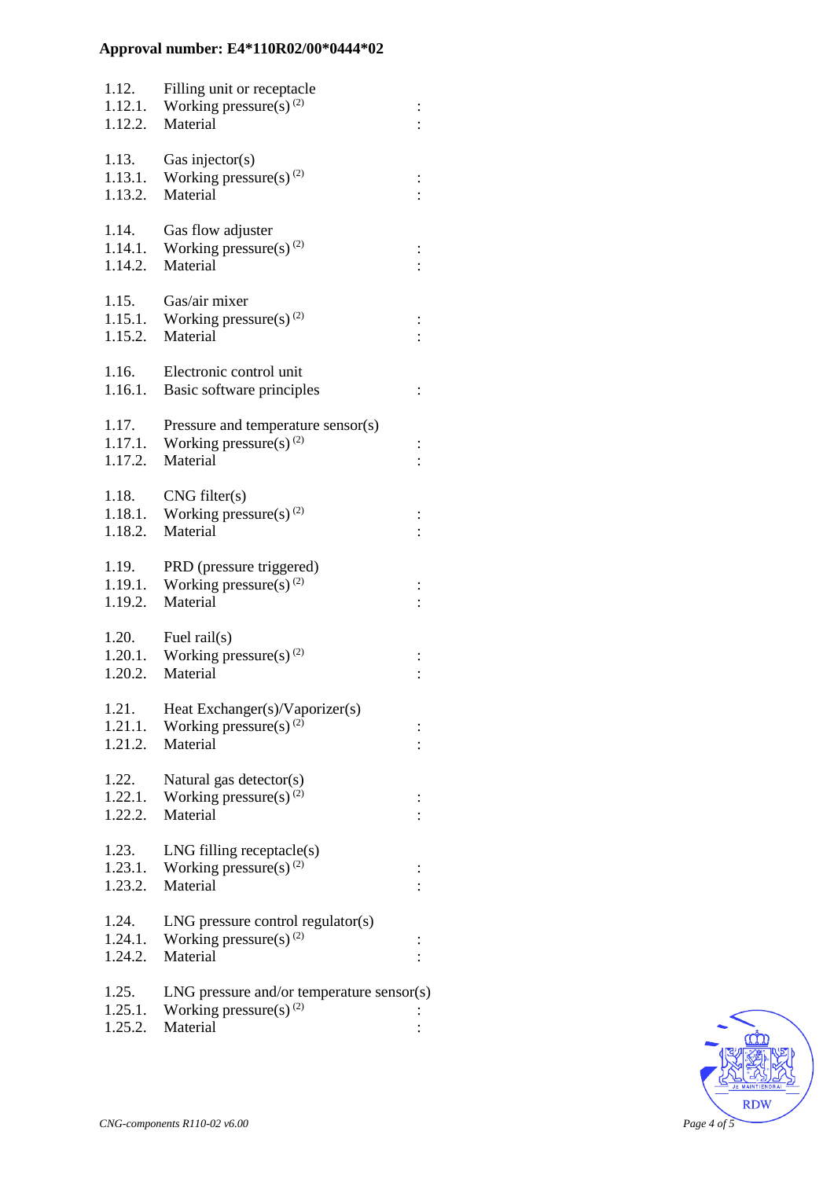**Approval number: E4*110R02/00*0444*02**

| | | |
|---|---|---|
| 1.12. | Filling unit or receptacle | |
| 1.12.1. | Working pressure(s) [(2)] | : |
| 1.12.2. | Material | : |
| | | |
| 1.13. | Gas injector(s) | |
| 1.13.1. | Working pressure(s) [(2)] | : |
| 1.13.2. | Material | : |
| | | |
| 1.14. | Gas flow adjuster | |
| 1.14.1. | Working pressure(s) [(2)] | : |
| 1.14.2. | Material | : |
| | | |
| 1.15. | Gas/air mixer | |
| 1.15.1. | Working pressure(s) [(2)] | : |
| 1.15.2. | Material | : |
| | | |
| 1.16. | Electronic control unit | |
| 1.16.1. | Basic software principles | : |
| | | |
| 1.17. | Pressure and temperature sensor(s) | |
| 1.17.1. | Working pressure(s) [(2)] | : |
| 1.17.2. | Material | : |
| | | |
| 1.18. | CNG filter(s) | |
| 1.18.1. | Working pressure(s) [(2)] | : |
| 1.18.2. | Material | : |
| | | |
| 1.19. | PRD (pressure triggered) | |
| 1.19.1. | Working pressure(s) [(2)] | : |
| 1.19.2. | Material | : |
| | | |
| 1.20. | Fuel rail(s) | |
| 1.20.1. | Working pressure(s) [(2)] | : |
| 1.20.2. | Material | : |
| | | |
| 1.21. | Heat Exchanger(s)/Vaporizer(s) | |
| 1.21.1. | Working pressure(s) [(2)] | : |
| 1.21.2. | Material | : |
| | | |
| 1.22. | Natural gas detector(s) | |
| 1.22.1. | Working pressure(s) [(2)] | : |
| 1.22.2. | Material | : |
| | | |
| 1.23. | LNG filling receptacle(s) | |
| 1.23.1. | Working pressure(s) [(2)] | : |
| 1.23.2. | Material | : |
| | | |
| 1.24. | LNG pressure control regulator(s) | |
| 1.24.1. | Working pressure(s) [(2)] | : |
| 1.24.2. | Material | : |
| | | |
| 1.25. | LNG pressure and/or temperature sensor(s) | |
| 1.25.1. | Working pressure(s) [(2)] | : |
| 1.25.2. | Material | : |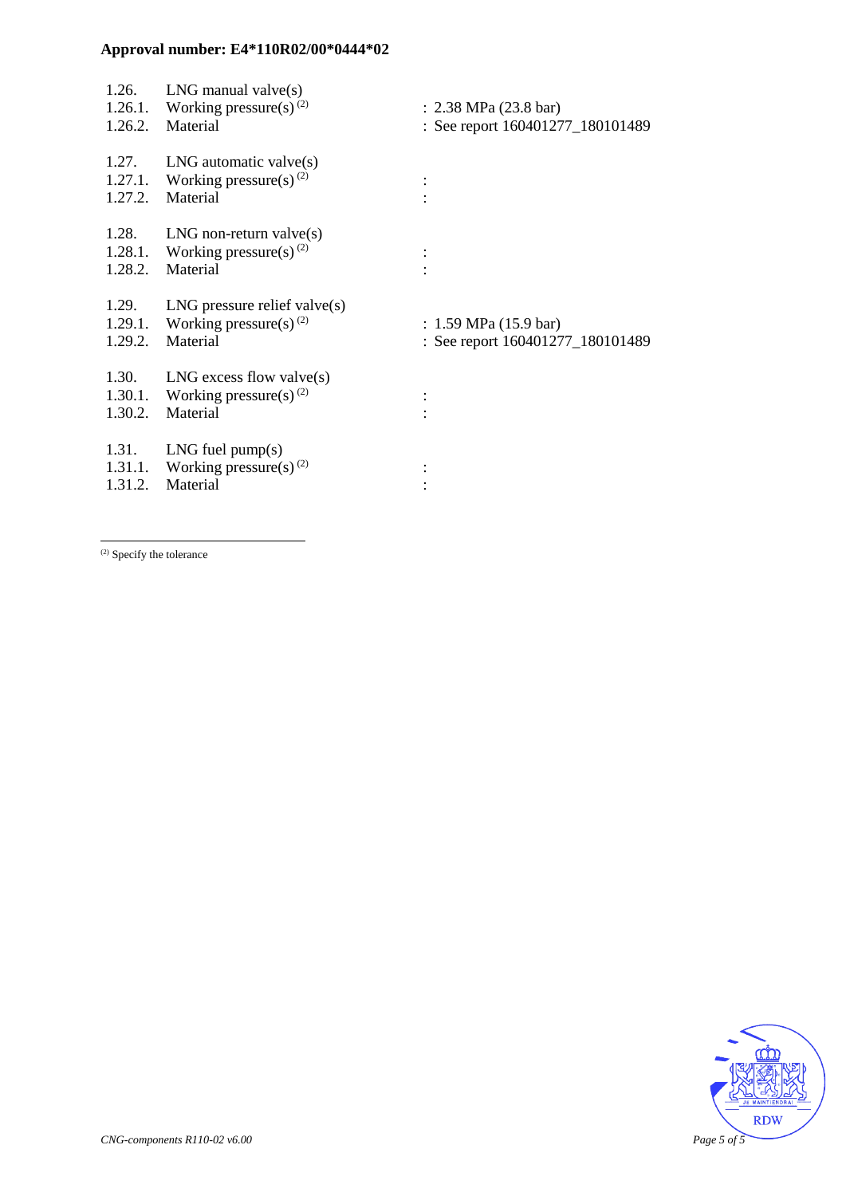**Approval number: E4*110R02/00*0444*02**

| | | |
|---|---|---|
| 1.26. | LNG manual valve(s) | |
| 1.26.1. | Working pressure(s) [(2)] | : 2.38 MPa (23.8 bar) |
| 1.26.2. | Material | : See report 160401277_180101489 |
| | | |
| 1.27. | LNG automatic valve(s) | |
| 1.27.1. | Working pressure(s) [(2)] | : |
| 1.27.2. | Material | : |
| | | |
| 1.28. | LNG non-return valve(s) | |
| 1.28.1. | Working pressure(s) [(2)] | : |
| 1.28.2. | Material | : |
| | | |
| 1.29. | LNG pressure relief valve(s) | |
| 1.29.1. | Working pressure(s) [(2)] | : 1.59 MPa (15.9 bar) |
| 1.29.2. | Material | : See report 160401277_180101489 |
| | | |
| 1.30. | LNG excess flow valve(s) | |
| 1.30.1. | Working pressure(s) [(2)] | : |
| 1.30.2. | Material | : |
| | | |
| 1.31. | LNG fuel pump(s) | |
| 1.31.1. | Working pressure(s) [(2)] | : |
| 1.31.2. | Material | : |

---

[(2)] Specify the tolerance